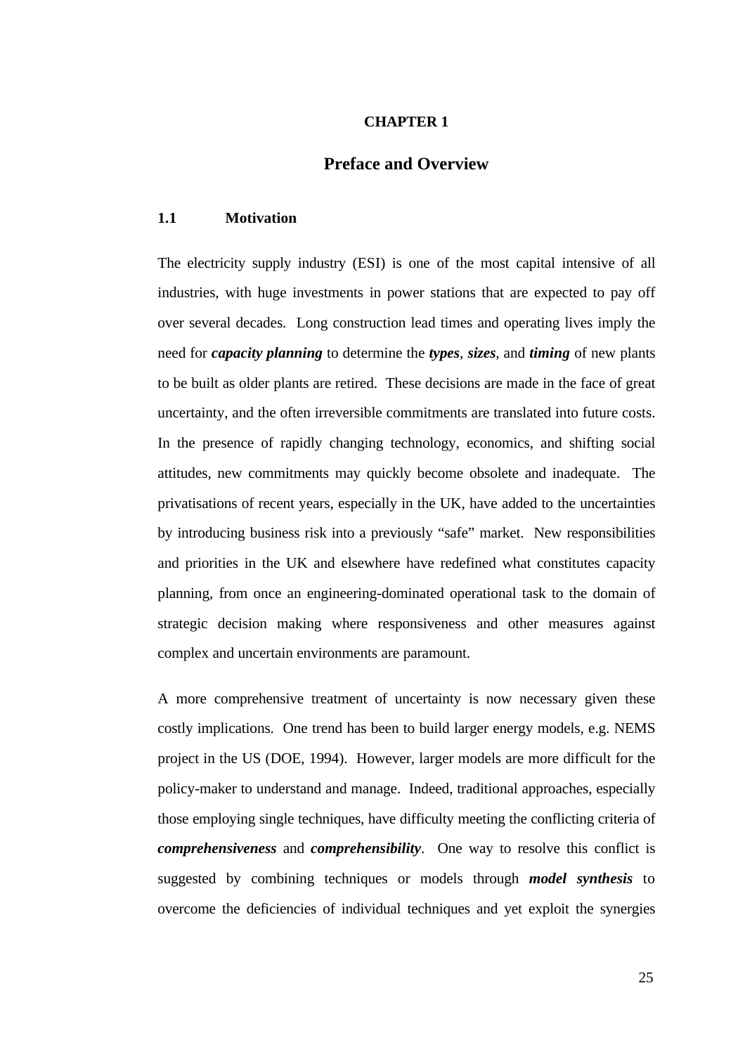# CHAPTER 1

## Preface and Overview

### 1.1 Motivation

The electricity supply industry (ESI) is one of the most capital intensive of all industries, with huge investments in power stations that are expected to pay off over several decades. Long construction lead times and operating lives imply the need for ***capacity planning*** to determine the ***types***, ***sizes***, and ***timing*** of new plants to be built as older plants are retired. These decisions are made in the face of great uncertainty, and the often irreversible commitments are translated into future costs. In the presence of rapidly changing technology, economics, and shifting social attitudes, new commitments may quickly become obsolete and inadequate. The privatisations of recent years, especially in the UK, have added to the uncertainties by introducing business risk into a previously "safe" market. New responsibilities and priorities in the UK and elsewhere have redefined what constitutes capacity planning, from once an engineering-dominated operational task to the domain of strategic decision making where responsiveness and other measures against complex and uncertain environments are paramount.

A more comprehensive treatment of uncertainty is now necessary given these costly implications. One trend has been to build larger energy models, e.g. NEMS project in the US (DOE, 1994). However, larger models are more difficult for the policy-maker to understand and manage. Indeed, traditional approaches, especially those employing single techniques, have difficulty meeting the conflicting criteria of ***comprehensiveness*** and ***comprehensibility***. One way to resolve this conflict is suggested by combining techniques or models through ***model synthesis*** to overcome the deficiencies of individual techniques and yet exploit the synergies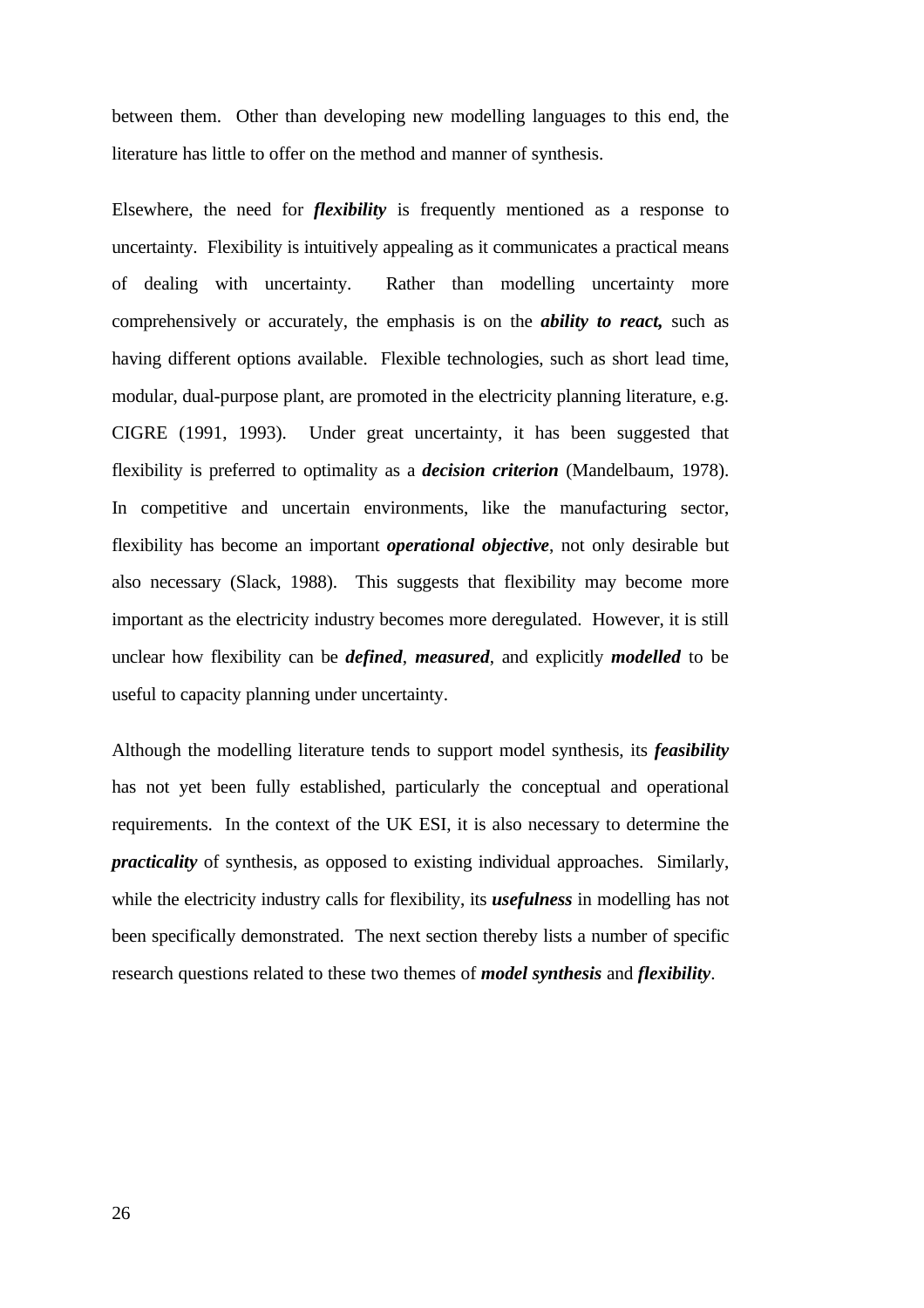between them. Other than developing new modelling languages to this end, the literature has little to offer on the method and manner of synthesis.

Elsewhere, the need for ***flexibility*** is frequently mentioned as a response to uncertainty. Flexibility is intuitively appealing as it communicates a practical means of dealing with uncertainty. Rather than modelling uncertainty more comprehensively or accurately, the emphasis is on the ***ability to react,*** such as having different options available. Flexible technologies, such as short lead time, modular, dual-purpose plant, are promoted in the electricity planning literature, e.g. CIGRE (1991, 1993). Under great uncertainty, it has been suggested that flexibility is preferred to optimality as a ***decision criterion*** (Mandelbaum, 1978). In competitive and uncertain environments, like the manufacturing sector, flexibility has become an important ***operational objective***, not only desirable but also necessary (Slack, 1988). This suggests that flexibility may become more important as the electricity industry becomes more deregulated. However, it is still unclear how flexibility can be ***defined***, ***measured***, and explicitly ***modelled*** to be useful to capacity planning under uncertainty.

Although the modelling literature tends to support model synthesis, its ***feasibility*** has not yet been fully established, particularly the conceptual and operational requirements. In the context of the UK ESI, it is also necessary to determine the ***practicality*** of synthesis, as opposed to existing individual approaches. Similarly, while the electricity industry calls for flexibility, its ***usefulness*** in modelling has not been specifically demonstrated. The next section thereby lists a number of specific research questions related to these two themes of ***model synthesis*** and ***flexibility***.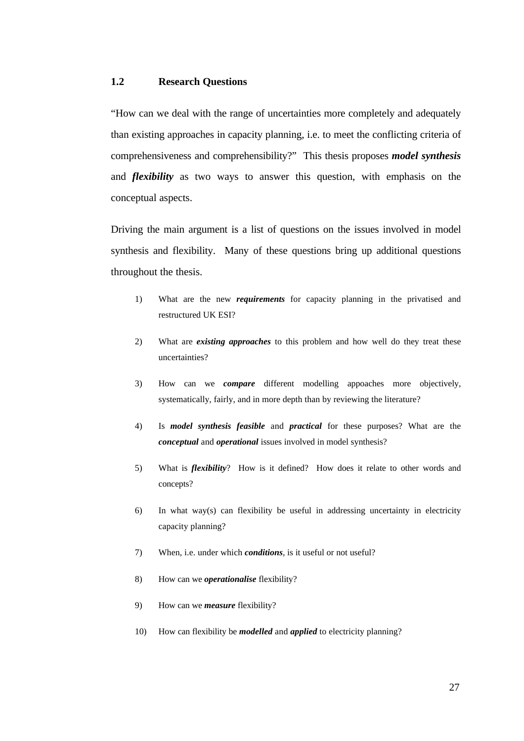## 1.2 Research Questions

"How can we deal with the range of uncertainties more completely and adequately than existing approaches in capacity planning, i.e. to meet the conflicting criteria of comprehensiveness and comprehensibility?" This thesis proposes ***model synthesis*** and ***flexibility*** as two ways to answer this question, with emphasis on the conceptual aspects.

Driving the main argument is a list of questions on the issues involved in model synthesis and flexibility. Many of these questions bring up additional questions throughout the thesis.

1) What are the new ***requirements*** for capacity planning in the privatised and restructured UK ESI?

2) What are ***existing approaches*** to this problem and how well do they treat these uncertainties?

3) How can we ***compare*** different modelling appoaches more objectively, systematically, fairly, and in more depth than by reviewing the literature?

4) Is ***model synthesis feasible*** and ***practical*** for these purposes? What are the ***conceptual*** and ***operational*** issues involved in model synthesis?

5) What is ***flexibility***? How is it defined? How does it relate to other words and concepts?

6) In what way(s) can flexibility be useful in addressing uncertainty in electricity capacity planning?

7) When, i.e. under which ***conditions***, is it useful or not useful?

8) How can we ***operationalise*** flexibility?

9) How can we ***measure*** flexibility?

10) How can flexibility be ***modelled*** and ***applied*** to electricity planning?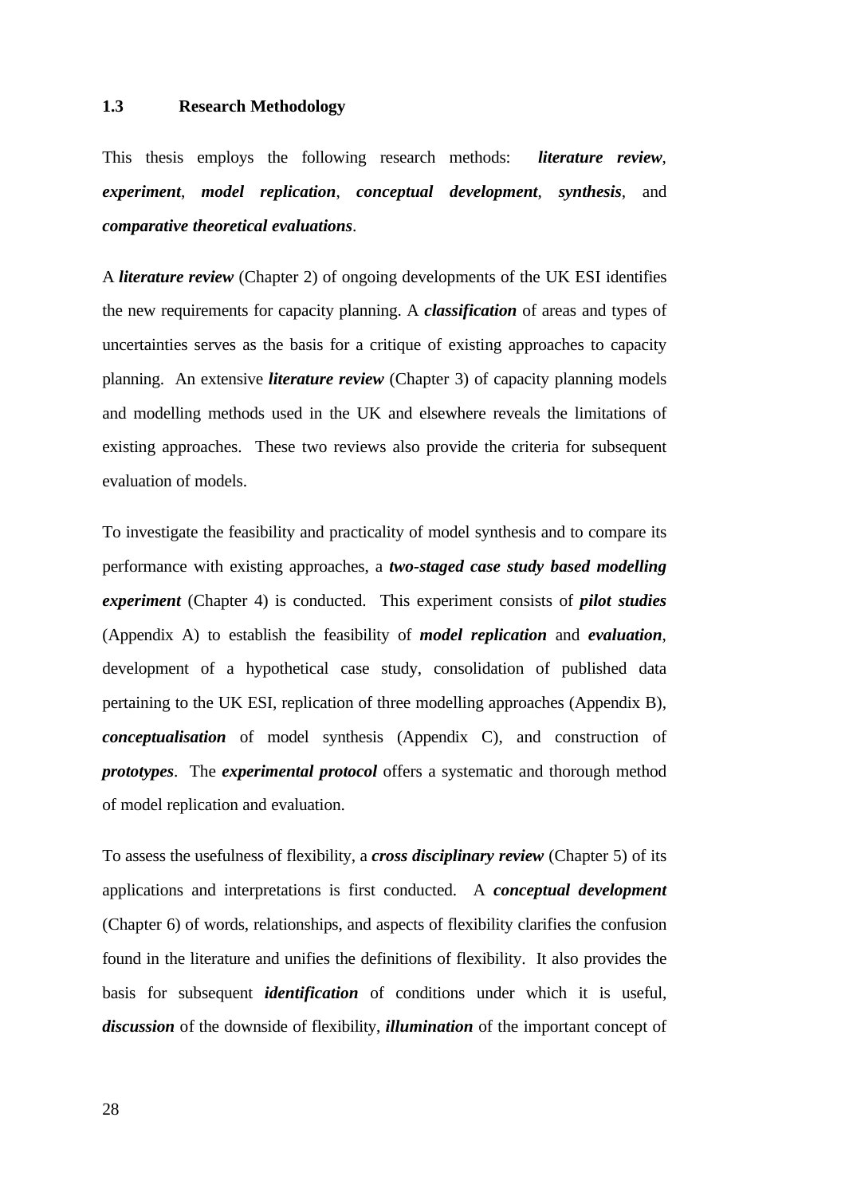### 1.3 Research Methodology

This thesis employs the following research methods: ***literature review***, ***experiment***, ***model replication***, ***conceptual development***, ***synthesis***, and ***comparative theoretical evaluations***.

A ***literature review*** (Chapter 2) of ongoing developments of the UK ESI identifies the new requirements for capacity planning. A ***classification*** of areas and types of uncertainties serves as the basis for a critique of existing approaches to capacity planning. An extensive ***literature review*** (Chapter 3) of capacity planning models and modelling methods used in the UK and elsewhere reveals the limitations of existing approaches. These two reviews also provide the criteria for subsequent evaluation of models.

To investigate the feasibility and practicality of model synthesis and to compare its performance with existing approaches, a ***two-staged case study based modelling experiment*** (Chapter 4) is conducted. This experiment consists of ***pilot studies*** (Appendix A) to establish the feasibility of ***model replication*** and ***evaluation***, development of a hypothetical case study, consolidation of published data pertaining to the UK ESI, replication of three modelling approaches (Appendix B), ***conceptualisation*** of model synthesis (Appendix C), and construction of ***prototypes***. The ***experimental protocol*** offers a systematic and thorough method of model replication and evaluation.

To assess the usefulness of flexibility, a ***cross disciplinary review*** (Chapter 5) of its applications and interpretations is first conducted. A ***conceptual development*** (Chapter 6) of words, relationships, and aspects of flexibility clarifies the confusion found in the literature and unifies the definitions of flexibility. It also provides the basis for subsequent ***identification*** of conditions under which it is useful, ***discussion*** of the downside of flexibility, ***illumination*** of the important concept of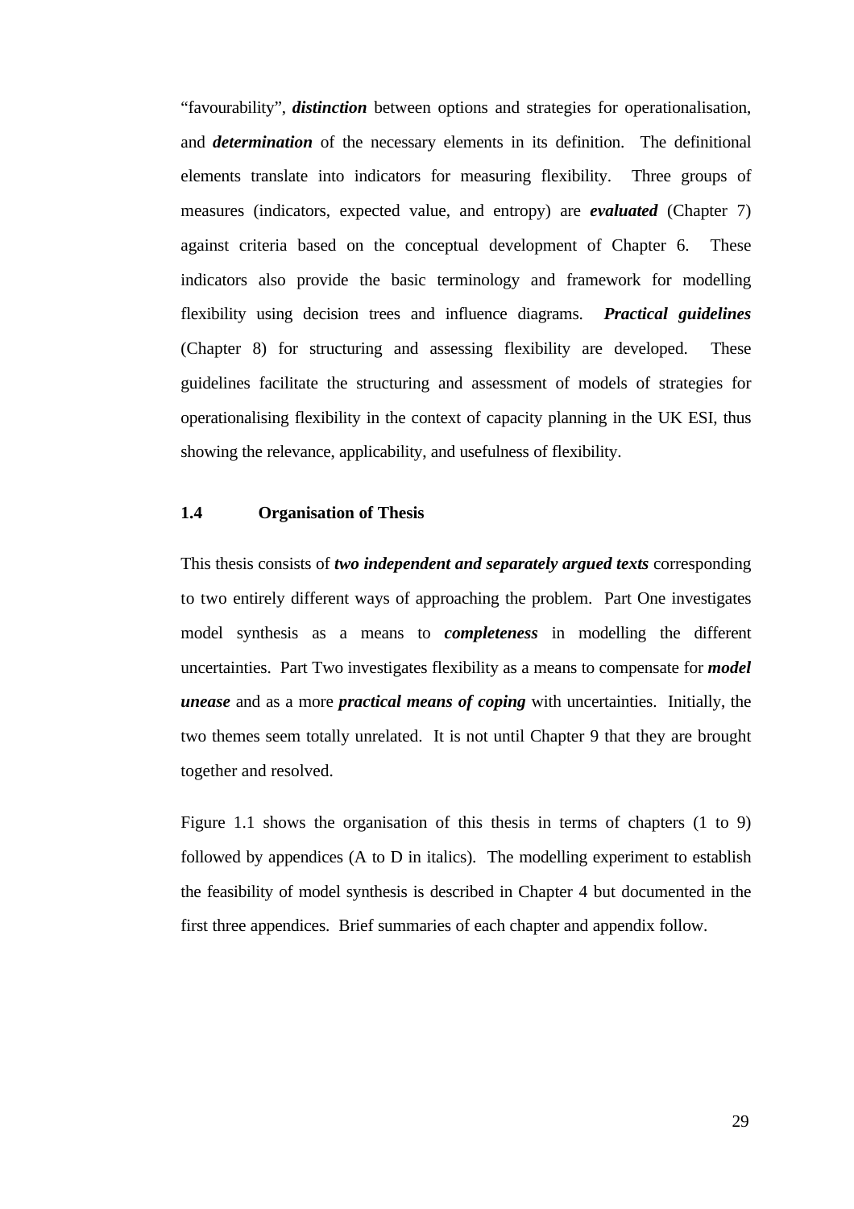"favourability", ***distinction*** between options and strategies for operationalisation, and ***determination*** of the necessary elements in its definition. The definitional elements translate into indicators for measuring flexibility. Three groups of measures (indicators, expected value, and entropy) are ***evaluated*** (Chapter 7) against criteria based on the conceptual development of Chapter 6. These indicators also provide the basic terminology and framework for modelling flexibility using decision trees and influence diagrams. ***Practical guidelines*** (Chapter 8) for structuring and assessing flexibility are developed. These guidelines facilitate the structuring and assessment of models of strategies for operationalising flexibility in the context of capacity planning in the UK ESI, thus showing the relevance, applicability, and usefulness of flexibility.

### 1.4 Organisation of Thesis

This thesis consists of ***two independent and separately argued texts*** corresponding to two entirely different ways of approaching the problem. Part One investigates model synthesis as a means to ***completeness*** in modelling the different uncertainties. Part Two investigates flexibility as a means to compensate for ***model unease*** and as a more ***practical means of coping*** with uncertainties. Initially, the two themes seem totally unrelated. It is not until Chapter 9 that they are brought together and resolved.

Figure 1.1 shows the organisation of this thesis in terms of chapters (1 to 9) followed by appendices (A to D in italics). The modelling experiment to establish the feasibility of model synthesis is described in Chapter 4 but documented in the first three appendices. Brief summaries of each chapter and appendix follow.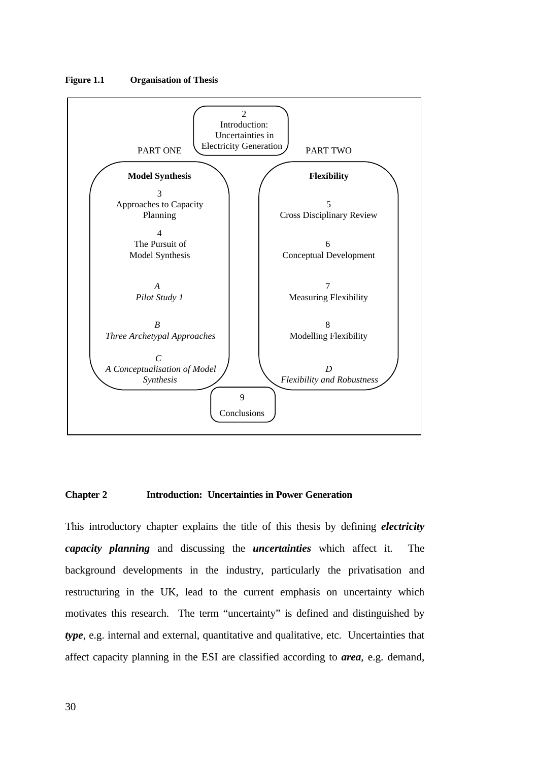**Figure 1.1 Organisation of Thesis**

2
Introduction:
Uncertainties in
Electricity Generation

PART ONE

**Model Synthesis**

3
Approaches to Capacity Planning

4
The Pursuit of Model Synthesis

*A*
*Pilot Study 1*

*B*
*Three Archetypal Approaches*

*C*
*A Conceptualisation of Model Synthesis*

PART TWO

**Flexibility**

5
Cross Disciplinary Review

6
Conceptual Development

7
Measuring Flexibility

8
Modelling Flexibility

*D*
*Flexibility and Robustness*

9
Conclusions

## Chapter 2 Introduction: Uncertainties in Power Generation

This introductory chapter explains the title of this thesis by defining ***electricity capacity planning*** and discussing the ***uncertainties*** which affect it. The background developments in the industry, particularly the privatisation and restructuring in the UK, lead to the current emphasis on uncertainty which motivates this research. The term "uncertainty" is defined and distinguished by ***type***, e.g. internal and external, quantitative and qualitative, etc. Uncertainties that affect capacity planning in the ESI are classified according to ***area***, e.g. demand,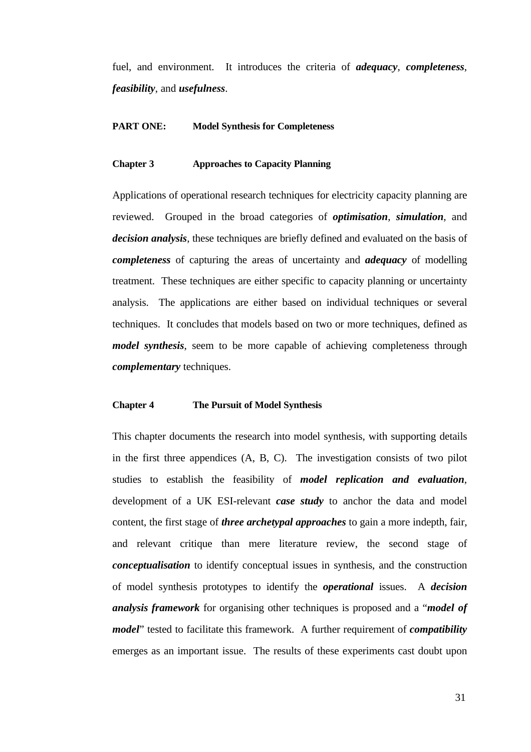fuel, and environment. It introduces the criteria of ***adequacy***, ***completeness***, ***feasibility***, and ***usefulness***.

## PART ONE: Model Synthesis for Completeness

### Chapter 3 Approaches to Capacity Planning

Applications of operational research techniques for electricity capacity planning are reviewed. Grouped in the broad categories of ***optimisation***, ***simulation***, and ***decision analysis***, these techniques are briefly defined and evaluated on the basis of ***completeness*** of capturing the areas of uncertainty and ***adequacy*** of modelling treatment. These techniques are either specific to capacity planning or uncertainty analysis. The applications are either based on individual techniques or several techniques. It concludes that models based on two or more techniques, defined as ***model synthesis***, seem to be more capable of achieving completeness through ***complementary*** techniques.

### Chapter 4 The Pursuit of Model Synthesis

This chapter documents the research into model synthesis, with supporting details in the first three appendices (A, B, C). The investigation consists of two pilot studies to establish the feasibility of ***model replication and evaluation***, development of a UK ESI-relevant ***case study*** to anchor the data and model content, the first stage of ***three archetypal approaches*** to gain a more indepth, fair, and relevant critique than mere literature review, the second stage of ***conceptualisation*** to identify conceptual issues in synthesis, and the construction of model synthesis prototypes to identify the ***operational*** issues. A ***decision analysis framework*** for organising other techniques is proposed and a "***model of model***" tested to facilitate this framework. A further requirement of ***compatibility*** emerges as an important issue. The results of these experiments cast doubt upon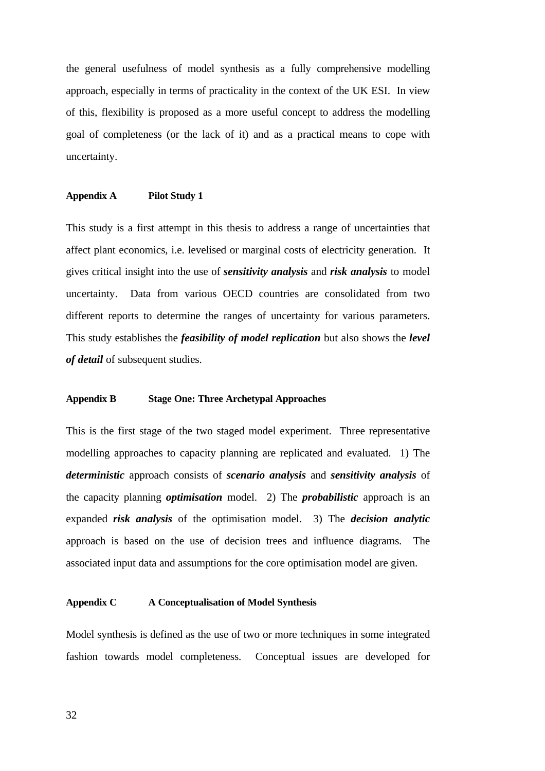the general usefulness of model synthesis as a fully comprehensive modelling approach, especially in terms of practicality in the context of the UK ESI. In view of this, flexibility is proposed as a more useful concept to address the modelling goal of completeness (or the lack of it) and as a practical means to cope with uncertainty.

#### Appendix A Pilot Study 1

This study is a first attempt in this thesis to address a range of uncertainties that affect plant economics, i.e. levelised or marginal costs of electricity generation. It gives critical insight into the use of ***sensitivity analysis*** and ***risk analysis*** to model uncertainty. Data from various OECD countries are consolidated from two different reports to determine the ranges of uncertainty for various parameters. This study establishes the ***feasibility of model replication*** but also shows the ***level of detail*** of subsequent studies.

#### Appendix B Stage One: Three Archetypal Approaches

This is the first stage of the two staged model experiment. Three representative modelling approaches to capacity planning are replicated and evaluated. 1) The ***deterministic*** approach consists of ***scenario analysis*** and ***sensitivity analysis*** of the capacity planning ***optimisation*** model. 2) The ***probabilistic*** approach is an expanded ***risk analysis*** of the optimisation model. 3) The ***decision analytic*** approach is based on the use of decision trees and influence diagrams. The associated input data and assumptions for the core optimisation model are given.

#### Appendix C A Conceptualisation of Model Synthesis

Model synthesis is defined as the use of two or more techniques in some integrated fashion towards model completeness. Conceptual issues are developed for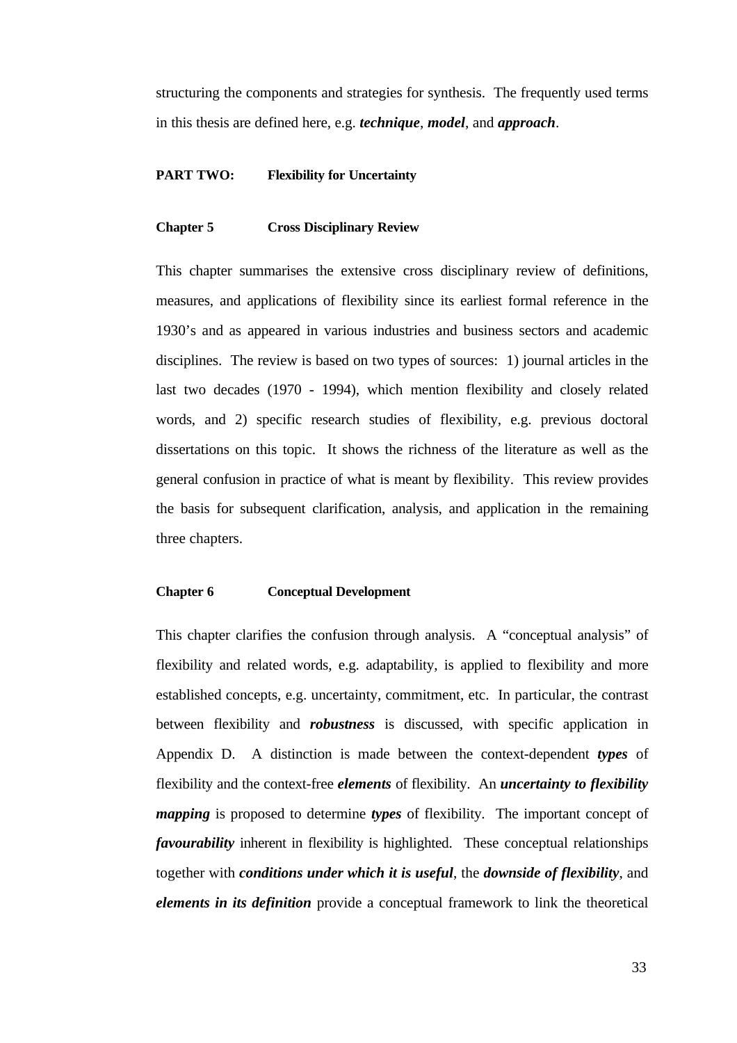structuring the components and strategies for synthesis. The frequently used terms in this thesis are defined here, e.g. ***technique***, ***model***, and ***approach***.

## PART TWO: Flexibility for Uncertainty

### Chapter 5 Cross Disciplinary Review

This chapter summarises the extensive cross disciplinary review of definitions, measures, and applications of flexibility since its earliest formal reference in the 1930's and as appeared in various industries and business sectors and academic disciplines. The review is based on two types of sources: 1) journal articles in the last two decades (1970 - 1994), which mention flexibility and closely related words, and 2) specific research studies of flexibility, e.g. previous doctoral dissertations on this topic. It shows the richness of the literature as well as the general confusion in practice of what is meant by flexibility. This review provides the basis for subsequent clarification, analysis, and application in the remaining three chapters.

### Chapter 6 Conceptual Development

This chapter clarifies the confusion through analysis. A "conceptual analysis" of flexibility and related words, e.g. adaptability, is applied to flexibility and more established concepts, e.g. uncertainty, commitment, etc. In particular, the contrast between flexibility and ***robustness*** is discussed, with specific application in Appendix D. A distinction is made between the context-dependent ***types*** of flexibility and the context-free ***elements*** of flexibility. An ***uncertainty to flexibility mapping*** is proposed to determine ***types*** of flexibility. The important concept of ***favourability*** inherent in flexibility is highlighted. These conceptual relationships together with ***conditions under which it is useful***, the ***downside of flexibility***, and ***elements in its definition*** provide a conceptual framework to link the theoretical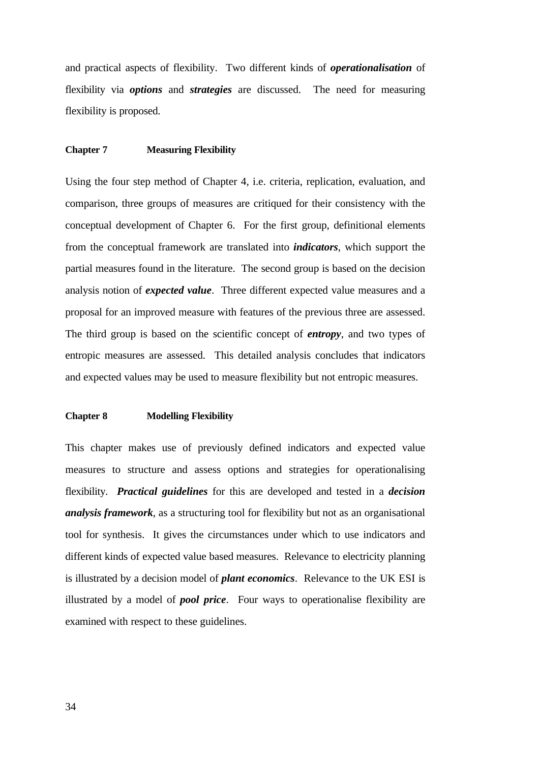and practical aspects of flexibility. Two different kinds of ***operationalisation*** of flexibility via ***options*** and ***strategies*** are discussed. The need for measuring flexibility is proposed.

#### Chapter 7 Measuring Flexibility

Using the four step method of Chapter 4, i.e. criteria, replication, evaluation, and comparison, three groups of measures are critiqued for their consistency with the conceptual development of Chapter 6. For the first group, definitional elements from the conceptual framework are translated into ***indicators***, which support the partial measures found in the literature. The second group is based on the decision analysis notion of ***expected value***. Three different expected value measures and a proposal for an improved measure with features of the previous three are assessed. The third group is based on the scientific concept of ***entropy***, and two types of entropic measures are assessed. This detailed analysis concludes that indicators and expected values may be used to measure flexibility but not entropic measures.

#### Chapter 8 Modelling Flexibility

This chapter makes use of previously defined indicators and expected value measures to structure and assess options and strategies for operationalising flexibility. ***Practical guidelines*** for this are developed and tested in a ***decision analysis framework***, as a structuring tool for flexibility but not as an organisational tool for synthesis. It gives the circumstances under which to use indicators and different kinds of expected value based measures. Relevance to electricity planning is illustrated by a decision model of ***plant economics***. Relevance to the UK ESI is illustrated by a model of ***pool price***. Four ways to operationalise flexibility are examined with respect to these guidelines.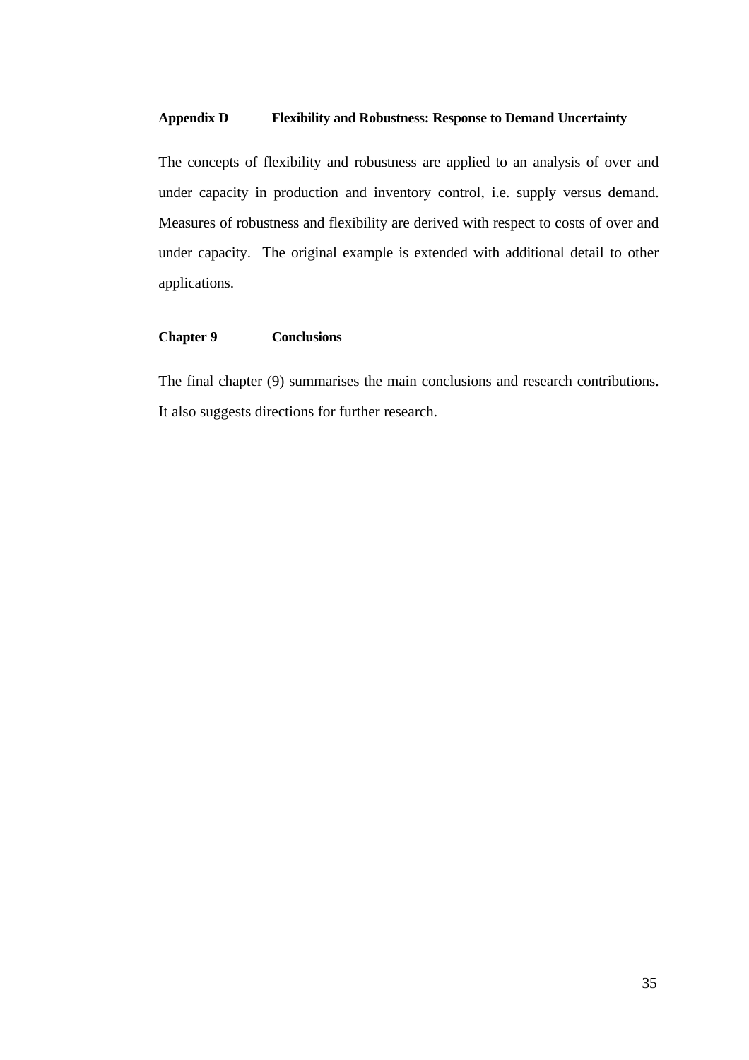### Appendix D Flexibility and Robustness: Response to Demand Uncertainty

The concepts of flexibility and robustness are applied to an analysis of over and under capacity in production and inventory control, i.e. supply versus demand. Measures of robustness and flexibility are derived with respect to costs of over and under capacity. The original example is extended with additional detail to other applications.

### Chapter 9 Conclusions

The final chapter (9) summarises the main conclusions and research contributions. It also suggests directions for further research.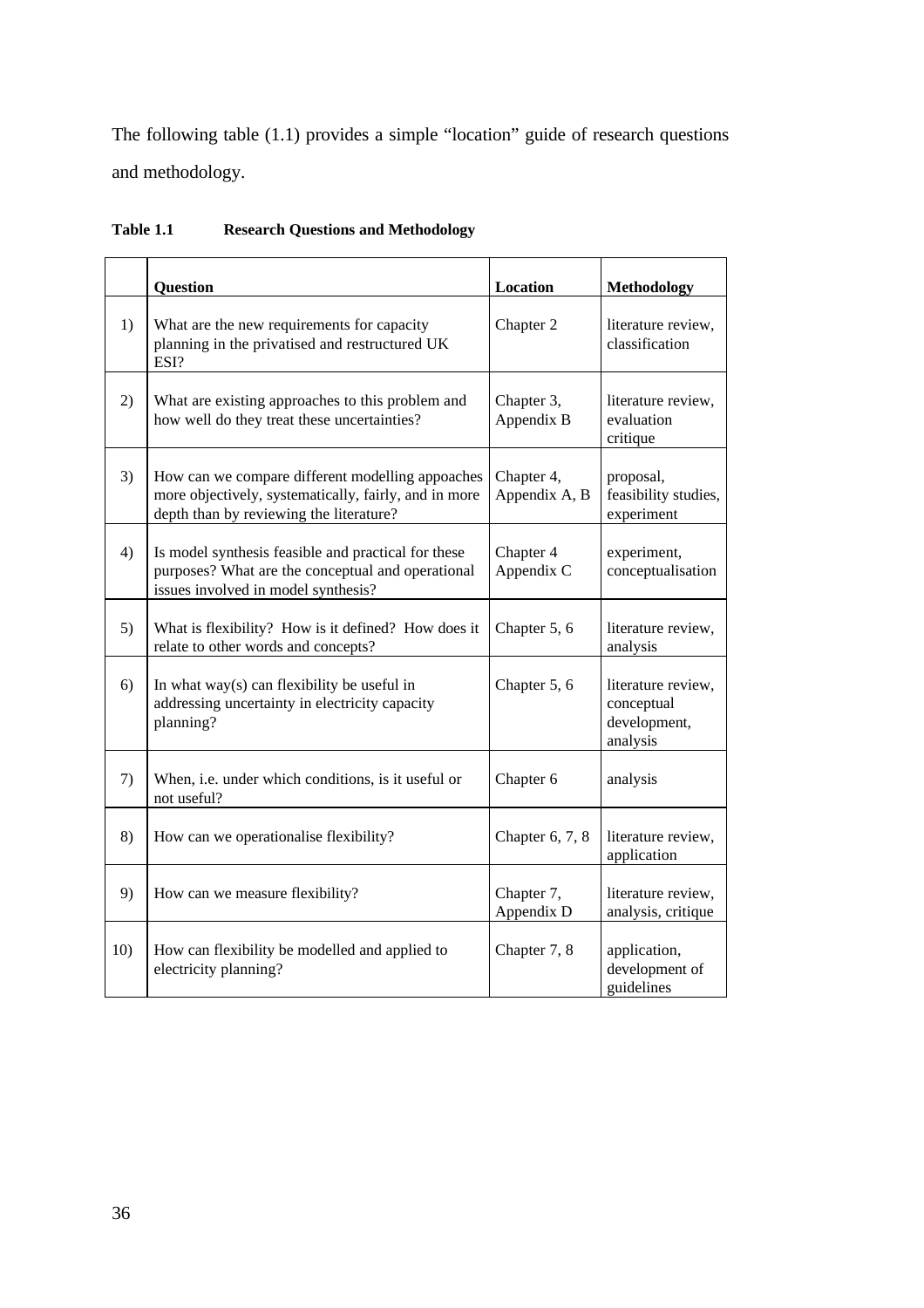The following table (1.1) provides a simple "location" guide of research questions and methodology.

**Table 1.1 Research Questions and Methodology**

| | Question | Location | Methodology |
|---|---|---|---|
| 1) | What are the new requirements for capacity planning in the privatised and restructured UK ESI? | Chapter 2 | literature review, classification |
| 2) | What are existing approaches to this problem and how well do they treat these uncertainties? | Chapter 3, Appendix B | literature review, evaluation critique |
| 3) | How can we compare different modelling appoaches more objectively, systematically, fairly, and in more depth than by reviewing the literature? | Chapter 4, Appendix A, B | proposal, feasibility studies, experiment |
| 4) | Is model synthesis feasible and practical for these purposes? What are the conceptual and operational issues involved in model synthesis? | Chapter 4 Appendix C | experiment, conceptualisation |
| 5) | What is flexibility? How is it defined? How does it relate to other words and concepts? | Chapter 5, 6 | literature review, analysis |
| 6) | In what way(s) can flexibility be useful in addressing uncertainty in electricity capacity planning? | Chapter 5, 6 | literature review, conceptual development, analysis |
| 7) | When, i.e. under which conditions, is it useful or not useful? | Chapter 6 | analysis |
| 8) | How can we operationalise flexibility? | Chapter 6, 7, 8 | literature review, application |
| 9) | How can we measure flexibility? | Chapter 7, Appendix D | literature review, analysis, critique |
| 10) | How can flexibility be modelled and applied to electricity planning? | Chapter 7, 8 | application, development of guidelines |